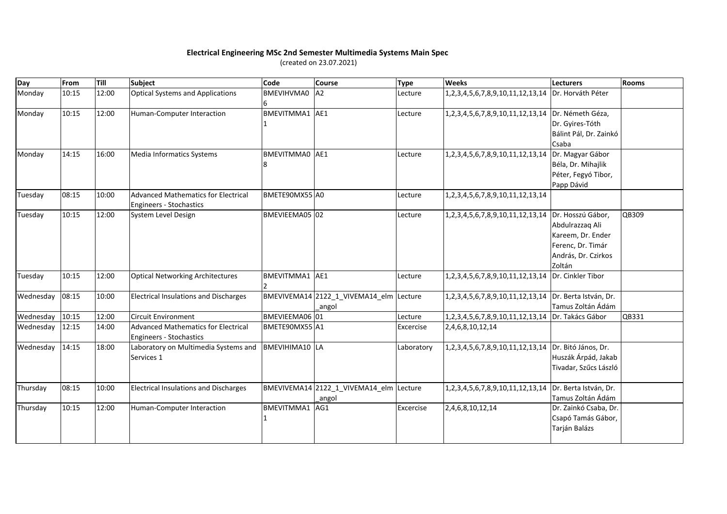**Electrical Engineering MSc 2nd Semester Multimedia Systems Main Spec**

(created on 23.07.2021)

| Day | From | Till | Subject | Code | Course | Type | Weeks | Lecturers | Rooms |
|---|---|---|---|---|---|---|---|---|---|
| Monday | 10:15 | 12:00 | Optical Systems and Applications | BMEVIHVMA06 | A2 | Lecture | 1,2,3,4,5,6,7,8,9,10,11,12,13,14 | Dr. Horváth Péter | |
| Monday | 10:15 | 12:00 | Human-Computer Interaction | BMEVITMMA11 | AE1 | Lecture | 1,2,3,4,5,6,7,8,9,10,11,12,13,14 | Dr. Németh Géza, Dr. Gyires-Tóth Bálint Pál, Dr. Zainkó Csaba | |
| Monday | 14:15 | 16:00 | Media Informatics Systems | BMEVITMMA08 | AE1 | Lecture | 1,2,3,4,5,6,7,8,9,10,11,12,13,14 | Dr. Magyar Gábor Béla, Dr. Mihajlik Péter, Fegyó Tibor, Papp Dávid | |
| Tuesday | 08:15 | 10:00 | Advanced Mathematics for Electrical Engineers - Stochastics | BMETE90MX55 | A0 | Lecture | 1,2,3,4,5,6,7,8,9,10,11,12,13,14 | | |
| Tuesday | 10:15 | 12:00 | System Level Design | BMEVIEEMA05 | 02 | Lecture | 1,2,3,4,5,6,7,8,9,10,11,12,13,14 | Dr. Hosszú Gábor, Abdulrazzaq Ali Kareem, Dr. Ender Ferenc, Dr. Timár András, Dr. Czirkos Zoltán | QB309 |
| Tuesday | 10:15 | 12:00 | Optical Networking Architectures | BMEVITMMA12 | AE1 | Lecture | 1,2,3,4,5,6,7,8,9,10,11,12,13,14 | Dr. Cinkler Tibor | |
| Wednesday | 08:15 | 10:00 | Electrical Insulations and Discharges | BMEVIVEMA14 | 2122_1_VIVEMA14_elm_angol | Lecture | 1,2,3,4,5,6,7,8,9,10,11,12,13,14 | Dr. Berta István, Dr. Tamus Zoltán Ádám | |
| Wednesday | 10:15 | 12:00 | Circuit Environment | BMEVIEEMA06 | 01 | Lecture | 1,2,3,4,5,6,7,8,9,10,11,12,13,14 | Dr. Takács Gábor | QB331 |
| Wednesday | 12:15 | 14:00 | Advanced Mathematics for Electrical Engineers - Stochastics | BMETE90MX55 | A1 | Excercise | 2,4,6,8,10,12,14 | | |
| Wednesday | 14:15 | 18:00 | Laboratory on Multimedia Systems and Services 1 | BMEVIHIMA10 | LA | Laboratory | 1,2,3,4,5,6,7,8,9,10,11,12,13,14 | Dr. Bitó János, Dr. Huszák Árpád, Jakab Tivadar, Szűcs László | |
| Thursday | 08:15 | 10:00 | Electrical Insulations and Discharges | BMEVIVEMA14 | 2122_1_VIVEMA14_elm_angol | Lecture | 1,2,3,4,5,6,7,8,9,10,11,12,13,14 | Dr. Berta István, Dr. Tamus Zoltán Ádám | |
| Thursday | 10:15 | 12:00 | Human-Computer Interaction | BMEVITMMA11 | AG1 | Excercise | 2,4,6,8,10,12,14 | Dr. Zainkó Csaba, Dr. Csapó Tamás Gábor, Tarján Balázs | |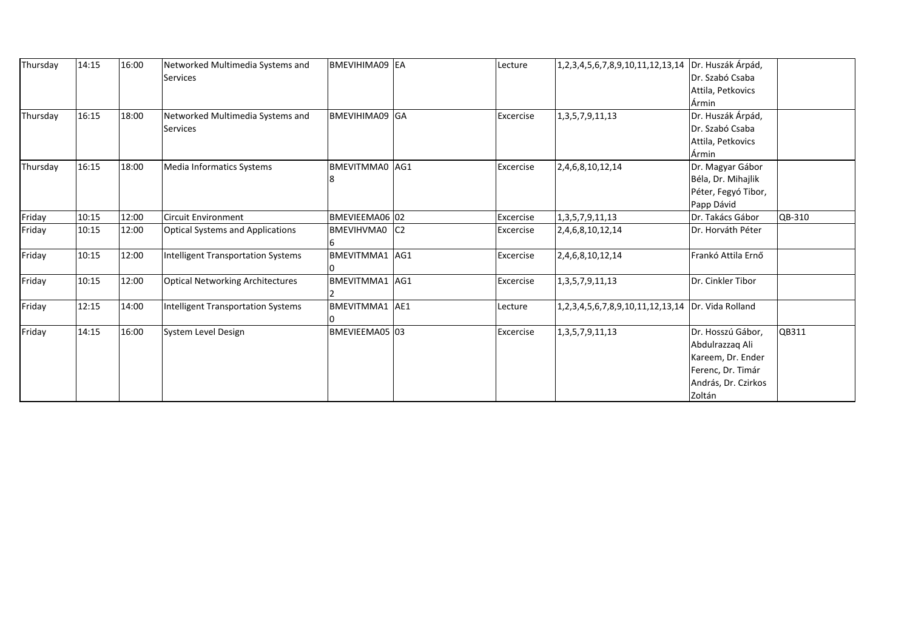| | | | | | | | | | | |
|---|---|---|---|---|---|---|---|---|---|---|
| Thursday | 14:15 | 16:00 | Networked Multimedia Systems and Services | BMEVIHIMA09 | EA | | Lecture | 1,2,3,4,5,6,7,8,9,10,11,12,13,14 | Dr. Huszák Árpád, Dr. Szabó Csaba Attila, Petkovics Ármin | |
| Thursday | 16:15 | 18:00 | Networked Multimedia Systems and Services | BMEVIHIMA09 | GA | | Excercise | 1,3,5,7,9,11,13 | Dr. Huszák Árpád, Dr. Szabó Csaba Attila, Petkovics Ármin | |
| Thursday | 16:15 | 18:00 | Media Informatics Systems | BMEVITMMA08 | AG1 | | Excercise | 2,4,6,8,10,12,14 | Dr. Magyar Gábor Béla, Dr. Mihajlik Péter, Fegyó Tibor, Papp Dávid | |
| Friday | 10:15 | 12:00 | Circuit Environment | BMEVIEEMA06 | 02 | | Excercise | 1,3,5,7,9,11,13 | Dr. Takács Gábor | QB-310 |
| Friday | 10:15 | 12:00 | Optical Systems and Applications | BMEVIHVMA06 | C2 | | Excercise | 2,4,6,8,10,12,14 | Dr. Horváth Péter | |
| Friday | 10:15 | 12:00 | Intelligent Transportation Systems | BMEVITMMA10 | AG1 | | Excercise | 2,4,6,8,10,12,14 | Frankó Attila Ernő | |
| Friday | 10:15 | 12:00 | Optical Networking Architectures | BMEVITMMA12 | AG1 | | Excercise | 1,3,5,7,9,11,13 | Dr. Cinkler Tibor | |
| Friday | 12:15 | 14:00 | Intelligent Transportation Systems | BMEVITMMA10 | AE1 | | Lecture | 1,2,3,4,5,6,7,8,9,10,11,12,13,14 | Dr. Vida Rolland | |
| Friday | 14:15 | 16:00 | System Level Design | BMEVIEEMA05 | 03 | | Excercise | 1,3,5,7,9,11,13 | Dr. Hosszú Gábor, Abdulrazzaq Ali Kareem, Dr. Ender Ferenc, Dr. Timár András, Dr. Czirkos Zoltán | QB311 |